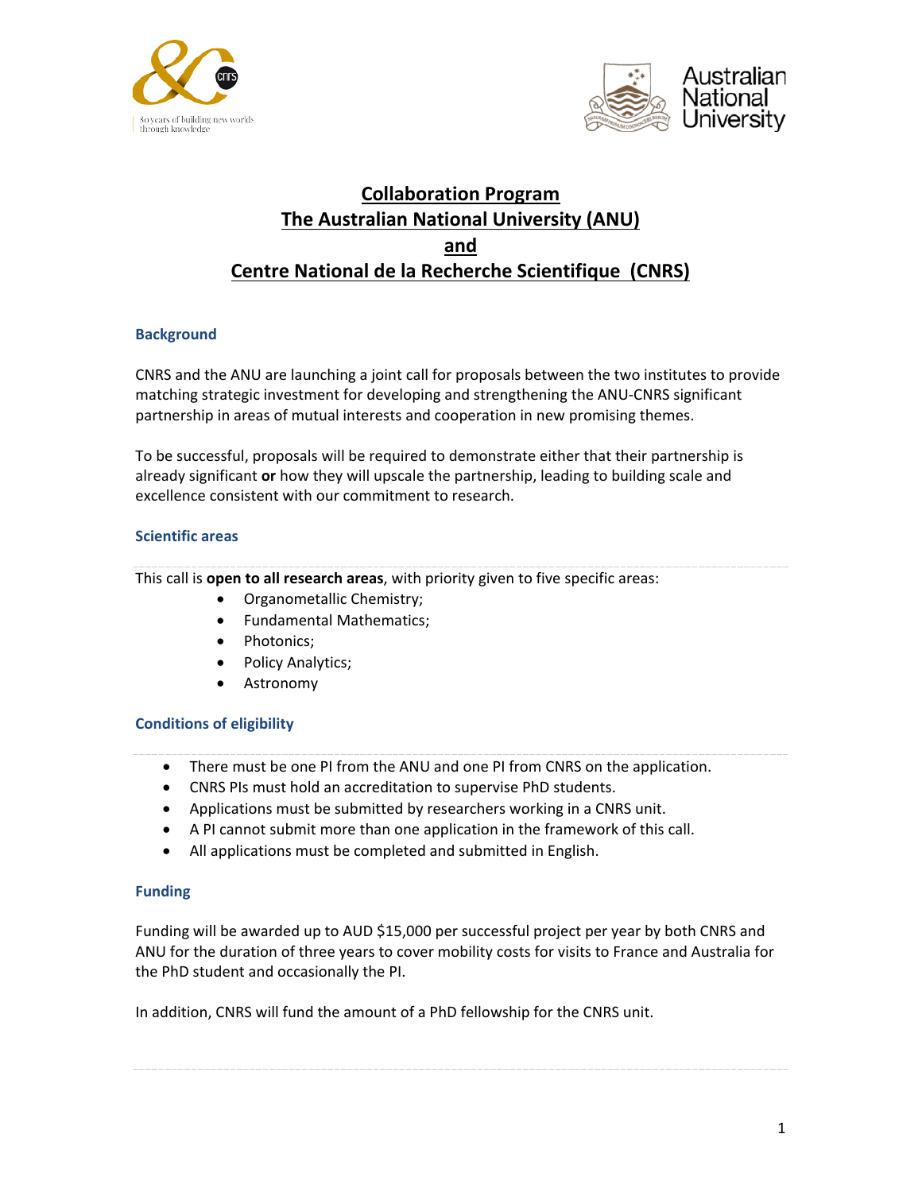# Collaboration Program
# The Australian National University (ANU)
# and
# Centre National de la Recherche Scientifique (CNRS)

## Background

CNRS and the ANU are launching a joint call for proposals between the two institutes to provide matching strategic investment for developing and strengthening the ANU-CNRS significant partnership in areas of mutual interests and cooperation in new promising themes.

To be successful, proposals will be required to demonstrate either that their partnership is already significant **or** how they will upscale the partnership, leading to building scale and excellence consistent with our commitment to research.

## Scientific areas

This call is **open to all research areas**, with priority given to five specific areas:

- Organometallic Chemistry;
- Fundamental Mathematics;
- Photonics;
- Policy Analytics;
- Astronomy

## Conditions of eligibility

- There must be one PI from the ANU and one PI from CNRS on the application.
- CNRS PIs must hold an accreditation to supervise PhD students.
- Applications must be submitted by researchers working in a CNRS unit.
- A PI cannot submit more than one application in the framework of this call.
- All applications must be completed and submitted in English.

## Funding

Funding will be awarded up to AUD $15,000 per successful project per year by both CNRS and ANU for the duration of three years to cover mobility costs for visits to France and Australia for the PhD student and occasionally the PI.

In addition, CNRS will fund the amount of a PhD fellowship for the CNRS unit.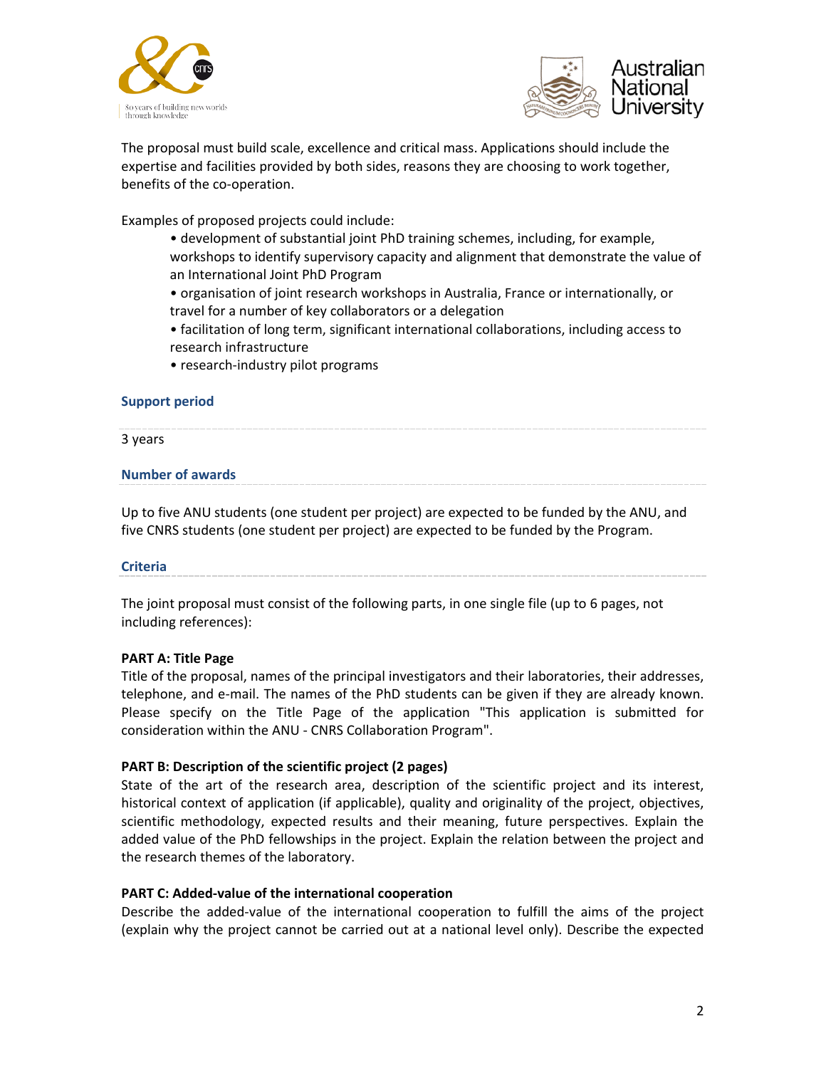The proposal must build scale, excellence and critical mass. Applications should include the expertise and facilities provided by both sides, reasons they are choosing to work together, benefits of the co-operation.

Examples of proposed projects could include:

- development of substantial joint PhD training schemes, including, for example, workshops to identify supervisory capacity and alignment that demonstrate the value of an International Joint PhD Program
- organisation of joint research workshops in Australia, France or internationally, or travel for a number of key collaborators or a delegation
- facilitation of long term, significant international collaborations, including access to research infrastructure
- research-industry pilot programs

### Support period

3 years

### Number of awards

Up to five ANU students (one student per project) are expected to be funded by the ANU, and five CNRS students (one student per project) are expected to be funded by the Program.

### Criteria

The joint proposal must consist of the following parts, in one single file (up to 6 pages, not including references):

**PART A: Title Page**
Title of the proposal, names of the principal investigators and their laboratories, their addresses, telephone, and e-mail. The names of the PhD students can be given if they are already known. Please specify on the Title Page of the application "This application is submitted for consideration within the ANU - CNRS Collaboration Program".

**PART B: Description of the scientific project (2 pages)**
State of the art of the research area, description of the scientific project and its interest, historical context of application (if applicable), quality and originality of the project, objectives, scientific methodology, expected results and their meaning, future perspectives. Explain the added value of the PhD fellowships in the project. Explain the relation between the project and the research themes of the laboratory.

**PART C: Added-value of the international cooperation**
Describe the added-value of the international cooperation to fulfill the aims of the project (explain why the project cannot be carried out at a national level only). Describe the expected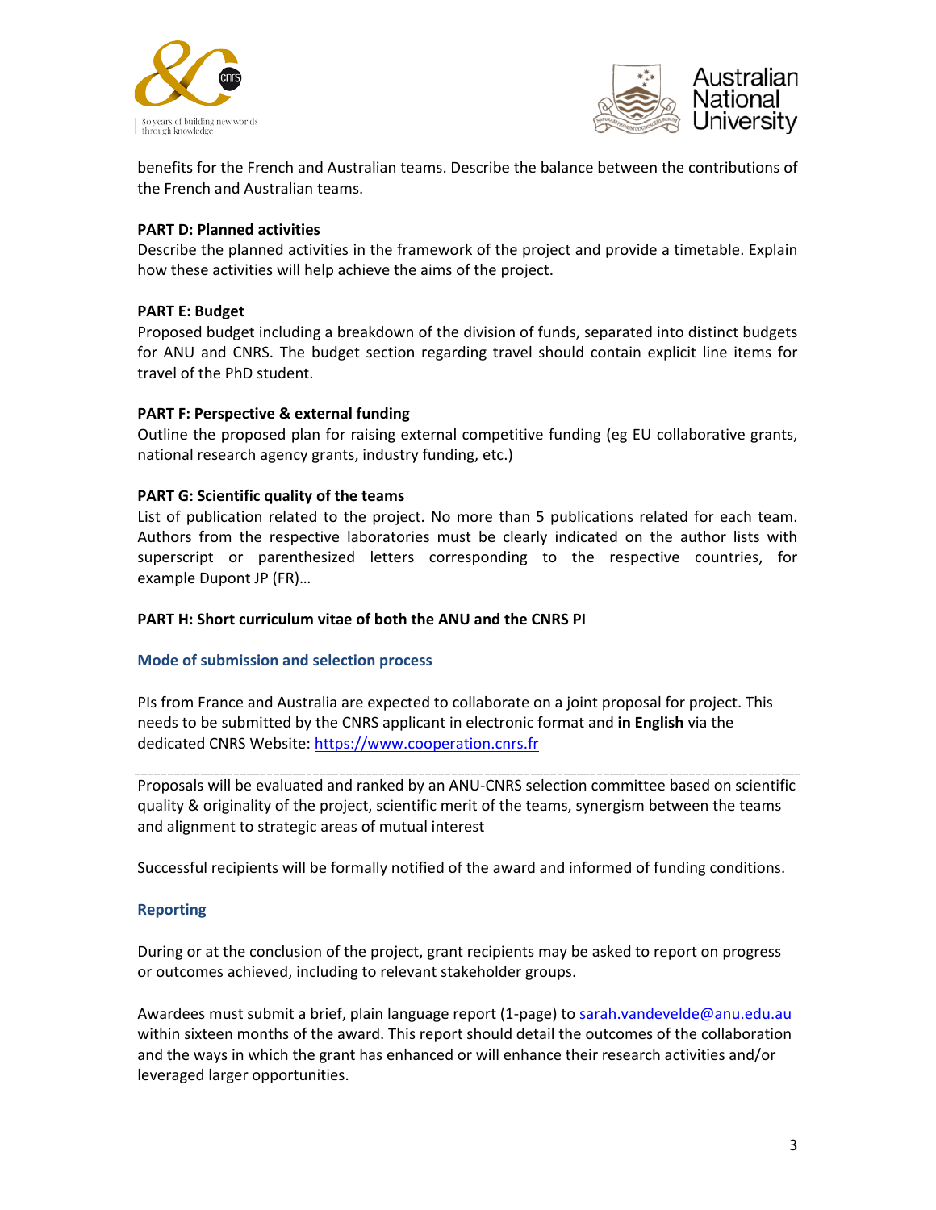benefits for the French and Australian teams. Describe the balance between the contributions of the French and Australian teams.

**PART D: Planned activities**

Describe the planned activities in the framework of the project and provide a timetable. Explain how these activities will help achieve the aims of the project.

**PART E: Budget**

Proposed budget including a breakdown of the division of funds, separated into distinct budgets for ANU and CNRS. The budget section regarding travel should contain explicit line items for travel of the PhD student.

**PART F: Perspective & external funding**

Outline the proposed plan for raising external competitive funding (eg EU collaborative grants, national research agency grants, industry funding, etc.)

**PART G: Scientific quality of the teams**

List of publication related to the project. No more than 5 publications related for each team. Authors from the respective laboratories must be clearly indicated on the author lists with superscript or parenthesized letters corresponding to the respective countries, for example Dupont JP (FR)…

**PART H: Short curriculum vitae of both the ANU and the CNRS PI**

## Mode of submission and selection process

PIs from France and Australia are expected to collaborate on a joint proposal for project. This needs to be submitted by the CNRS applicant in electronic format and **in English** via the dedicated CNRS Website: https://www.cooperation.cnrs.fr

Proposals will be evaluated and ranked by an ANU-CNRS selection committee based on scientific quality & originality of the project, scientific merit of the teams, synergism between the teams and alignment to strategic areas of mutual interest

Successful recipients will be formally notified of the award and informed of funding conditions.

## Reporting

During or at the conclusion of the project, grant recipients may be asked to report on progress or outcomes achieved, including to relevant stakeholder groups.

Awardees must submit a brief, plain language report (1-page) to sarah.vandevelde@anu.edu.au within sixteen months of the award. This report should detail the outcomes of the collaboration and the ways in which the grant has enhanced or will enhance their research activities and/or leveraged larger opportunities.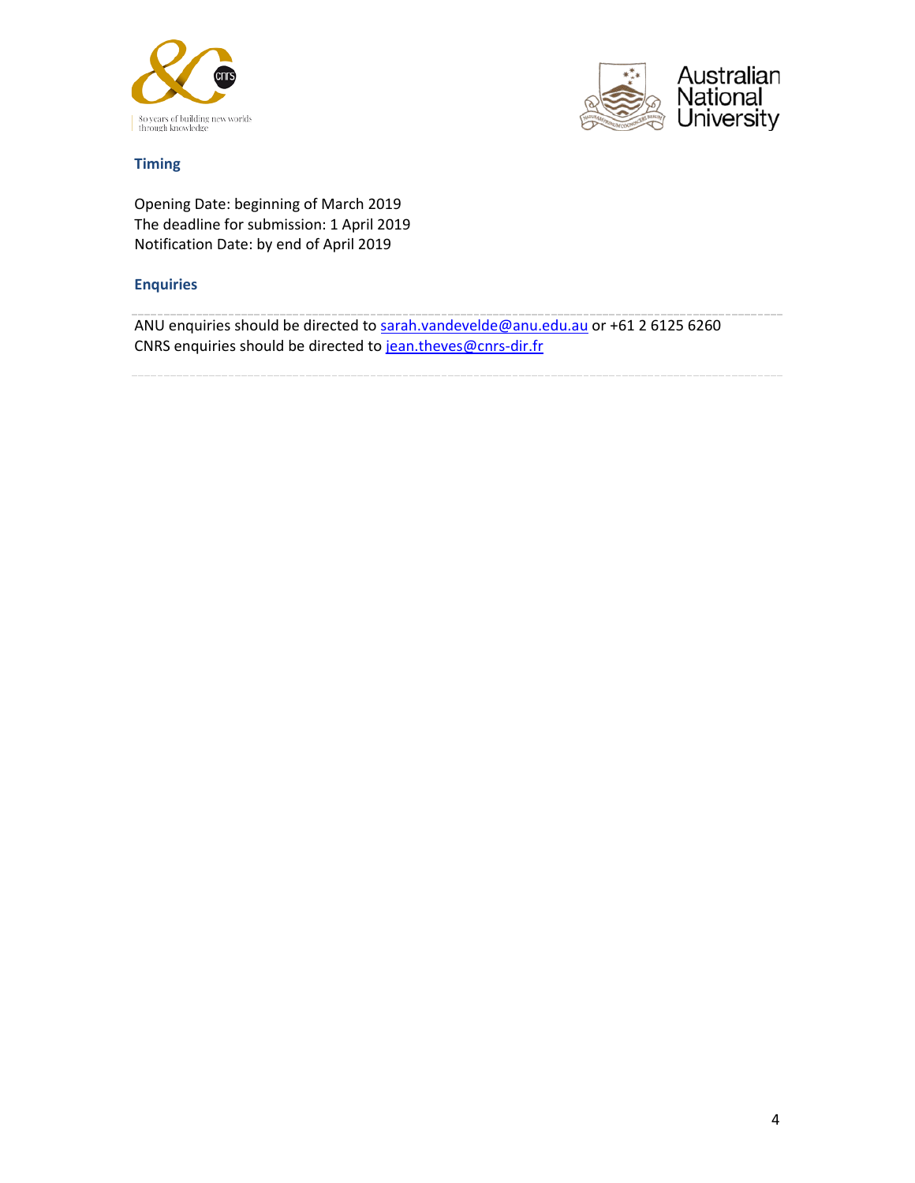### Timing

Opening Date: beginning of March 2019
The deadline for submission: 1 April 2019
Notification Date: by end of April 2019

### Enquiries

ANU enquiries should be directed to sarah.vandevelde@anu.edu.au or +61 2 6125 6260
CNRS enquiries should be directed to jean.theves@cnrs-dir.fr